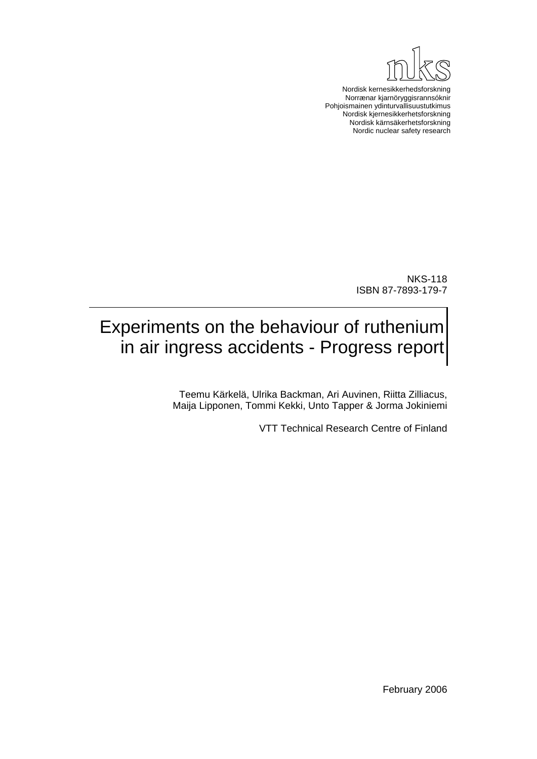nks

Nordisk kernesikkerhedsforskning
Norrænar kjarnöryggisrannsóknir
Pohjoismainen ydinturvallisuustutkimus
Nordisk kjernesikkerhetsforskning
Nordisk kärnsäkerhetsforskning
Nordic nuclear safety research

NKS-118
ISBN 87-7893-179-7

# Experiments on the behaviour of ruthenium in air ingress accidents - Progress report

Teemu Kärkelä, Ulrika Backman, Ari Auvinen, Riitta Zilliacus, Maija Lipponen, Tommi Kekki, Unto Tapper & Jorma Jokiniemi

VTT Technical Research Centre of Finland

February 2006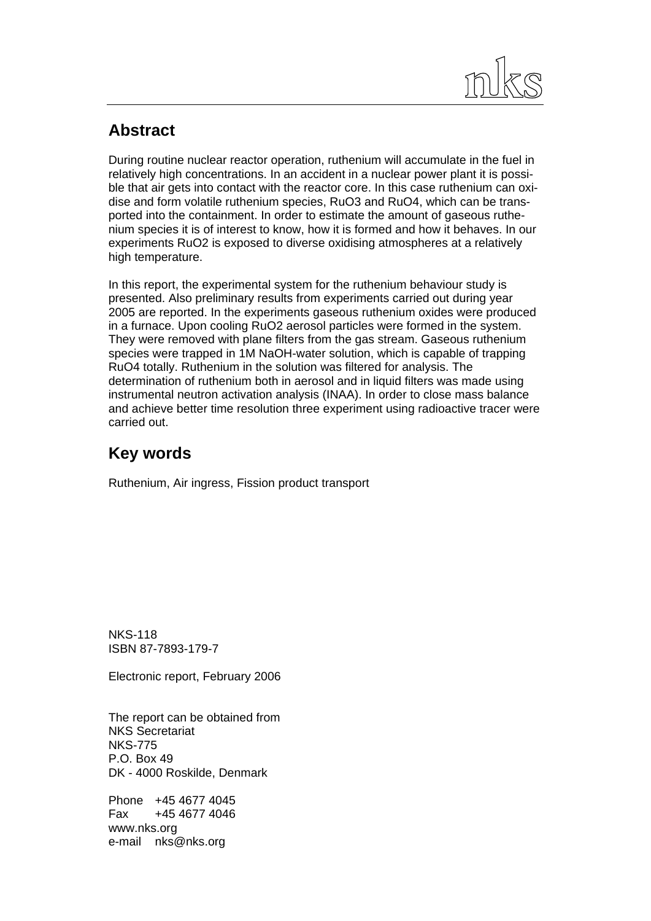## Abstract

During routine nuclear reactor operation, ruthenium will accumulate in the fuel in relatively high concentrations. In an accident in a nuclear power plant it is possible that air gets into contact with the reactor core. In this case ruthenium can oxidise and form volatile ruthenium species, $RuO_3$ and $RuO_4$, which can be transported into the containment. In order to estimate the amount of gaseous ruthenium species it is of interest to know, how it is formed and how it behaves. In our experiments $RuO_2$ is exposed to diverse oxidising atmospheres at a relatively high temperature.

In this report, the experimental system for the ruthenium behaviour study is presented. Also preliminary results from experiments carried out during year 2005 are reported. In the experiments gaseous ruthenium oxides were produced in a furnace. Upon cooling $RuO_2$ aerosol particles were formed in the system. They were removed with plane filters from the gas stream. Gaseous ruthenium species were trapped in 1M NaOH-water solution, which is capable of trapping $RuO_4$ totally. Ruthenium in the solution was filtered for analysis. The determination of ruthenium both in aerosol and in liquid filters was made using instrumental neutron activation analysis (INAA). In order to close mass balance and achieve better time resolution three experiment using radioactive tracer were carried out.

## Key words

Ruthenium, Air ingress, Fission product transport

NKS-118
ISBN 87-7893-179-7

Electronic report, February 2006

The report can be obtained from
NKS Secretariat
NKS-775
P.O. Box 49
DK - 4000 Roskilde, Denmark

Phone +45 4677 4045
Fax +45 4677 4046
www.nks.org
e-mail nks@nks.org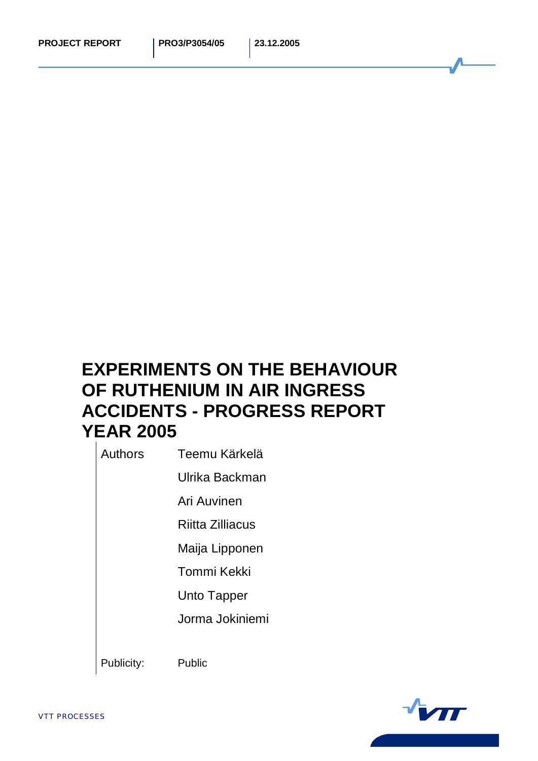PROJECT REPORT | PRO3/P3054/05 | 23.12.2005

# EXPERIMENTS ON THE BEHAVIOUR OF RUTHENIUM IN AIR INGRESS ACCIDENTS - PROGRESS REPORT YEAR 2005

| | |
|---|---|
| Authors | Teemu Kärkelä |
| | Ulrika Backman |
| | Ari Auvinen |
| | Riitta Zilliacus |
| | Maija Lipponen |
| | Tommi Kekki |
| | Unto Tapper |
| | Jorma Jokiniemi |
| Publicity: | Public |

VTT PROCESSES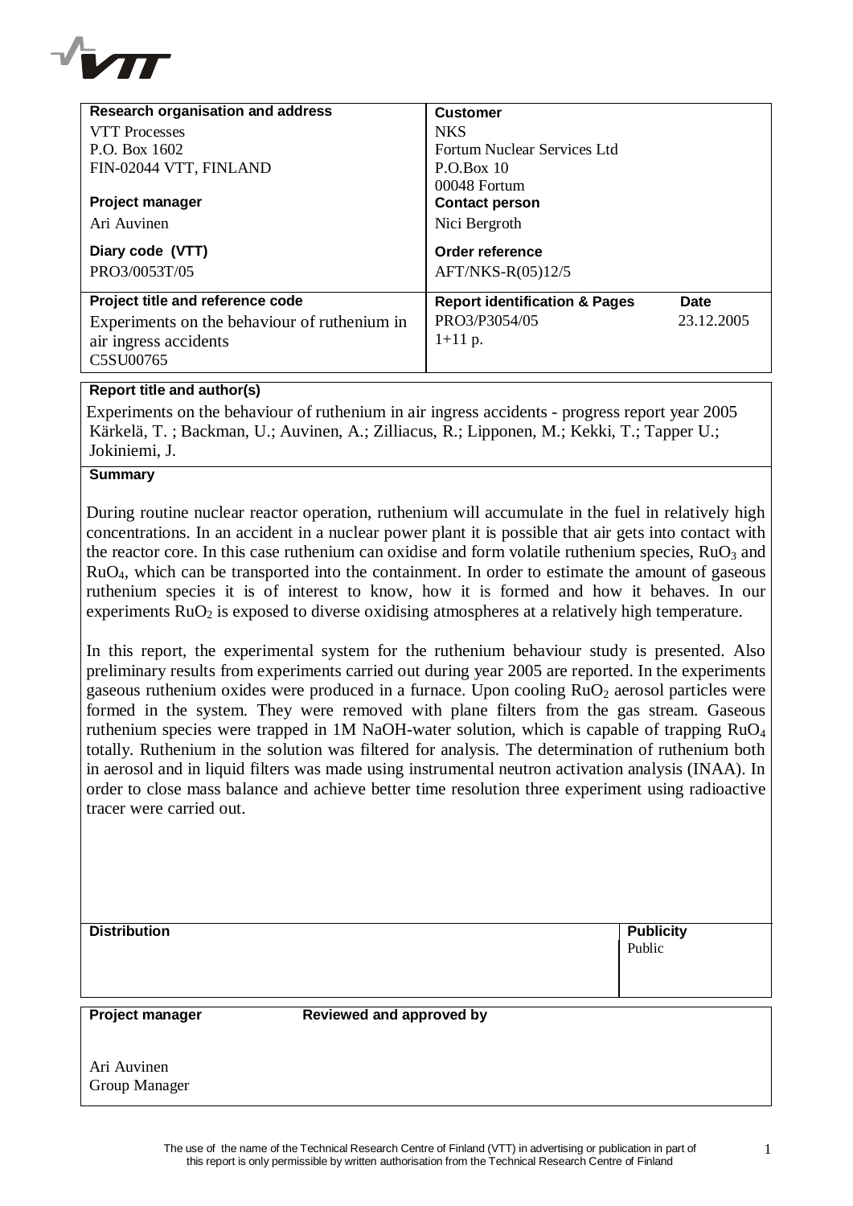| Research organisation and address | Customer | |
|---|---|---|
| VTT Processes<br>P.O. Box 1602<br>FIN-02044 VTT, FINLAND | NKS<br>Fortum Nuclear Services Ltd<br>P.O.Box 10<br>00048 Fortum | |
| **Project manager**<br>Ari Auvinen | **Contact person**<br>Nici Bergroth | |
| **Diary code (VTT)**<br>PRO3/0053T/05 | **Order reference**<br>AFT/NKS-R(05)12/5 | |
| **Project title and reference code**<br>Experiments on the behaviour of ruthenium in air ingress accidents<br>C5SU00765 | **Report identification & Pages**<br>PRO3/P3054/05<br>1+11 p. | **Date**<br>23.12.2005 |

**Report title and author(s)**

Experiments on the behaviour of ruthenium in air ingress accidents - progress report year 2005
Kärkelä, T. ; Backman, U.; Auvinen, A.; Zilliacus, R.; Lipponen, M.; Kekki, T.; Tapper U.; Jokiniemi, J.

**Summary**

During routine nuclear reactor operation, ruthenium will accumulate in the fuel in relatively high concentrations. In an accident in a nuclear power plant it is possible that air gets into contact with the reactor core. In this case ruthenium can oxidise and form volatile ruthenium species, $RuO_3$ and $RuO_4$, which can be transported into the containment. In order to estimate the amount of gaseous ruthenium species it is of interest to know, how it is formed and how it behaves. In our experiments $RuO_2$ is exposed to diverse oxidising atmospheres at a relatively high temperature.

In this report, the experimental system for the ruthenium behaviour study is presented. Also preliminary results from experiments carried out during year 2005 are reported. In the experiments gaseous ruthenium oxides were produced in a furnace. Upon cooling $RuO_2$ aerosol particles were formed in the system. They were removed with plane filters from the gas stream. Gaseous ruthenium species were trapped in 1M NaOH-water solution, which is capable of trapping $RuO_4$ totally. Ruthenium in the solution was filtered for analysis. The determination of ruthenium both in aerosol and in liquid filters was made using instrumental neutron activation analysis (INAA). In order to close mass balance and achieve better time resolution three experiment using radioactive tracer were carried out.

| Distribution | Publicity |
|---|---|
| | Public |

| Project manager | Reviewed and approved by |
|---|---|
| Ari Auvinen<br>Group Manager | |

The use of the name of the Technical Research Centre of Finland (VTT) in advertising or publication in part of this report is only permissible by written authorisation from the Technical Research Centre of Finland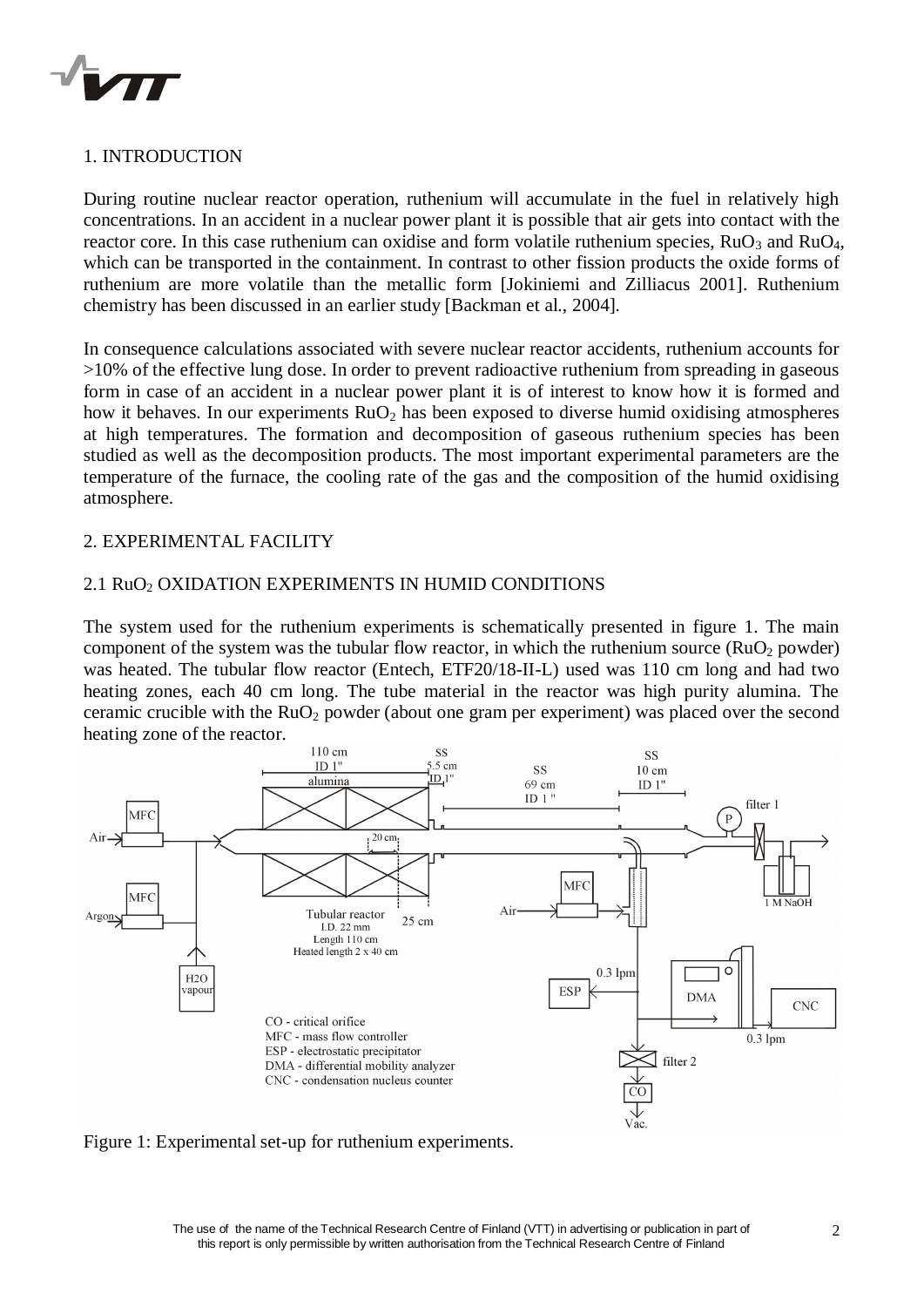## 1. INTRODUCTION

During routine nuclear reactor operation, ruthenium will accumulate in the fuel in relatively high concentrations. In an accident in a nuclear power plant it is possible that air gets into contact with the reactor core. In this case ruthenium can oxidise and form volatile ruthenium species, $RuO_3$ and $RuO_4$, which can be transported in the containment. In contrast to other fission products the oxide forms of ruthenium are more volatile than the metallic form [Jokiniemi and Zilliacus 2001]. Ruthenium chemistry has been discussed in an earlier study [Backman et al., 2004].

In consequence calculations associated with severe nuclear reactor accidents, ruthenium accounts for >10% of the effective lung dose. In order to prevent radioactive ruthenium from spreading in gaseous form in case of an accident in a nuclear power plant it is of interest to know how it is formed and how it behaves. In our experiments $RuO_2$ has been exposed to diverse humid oxidising atmospheres at high temperatures. The formation and decomposition of gaseous ruthenium species has been studied as well as the decomposition products. The most important experimental parameters are the temperature of the furnace, the cooling rate of the gas and the composition of the humid oxidising atmosphere.

## 2. EXPERIMENTAL FACILITY

### 2.1 $RuO_2$ OXIDATION EXPERIMENTS IN HUMID CONDITIONS

The system used for the ruthenium experiments is schematically presented in figure 1. The main component of the system was the tubular flow reactor, in which the ruthenium source ($RuO_2$ powder) was heated. The tubular flow reactor (Entech, ETF20/18-II-L) used was 110 cm long and had two heating zones, each 40 cm long. The tube material in the reactor was high purity alumina. The ceramic crucible with the $RuO_2$ powder (about one gram per experiment) was placed over the second heating zone of the reactor.

Figure 1: Experimental set-up for ruthenium experiments.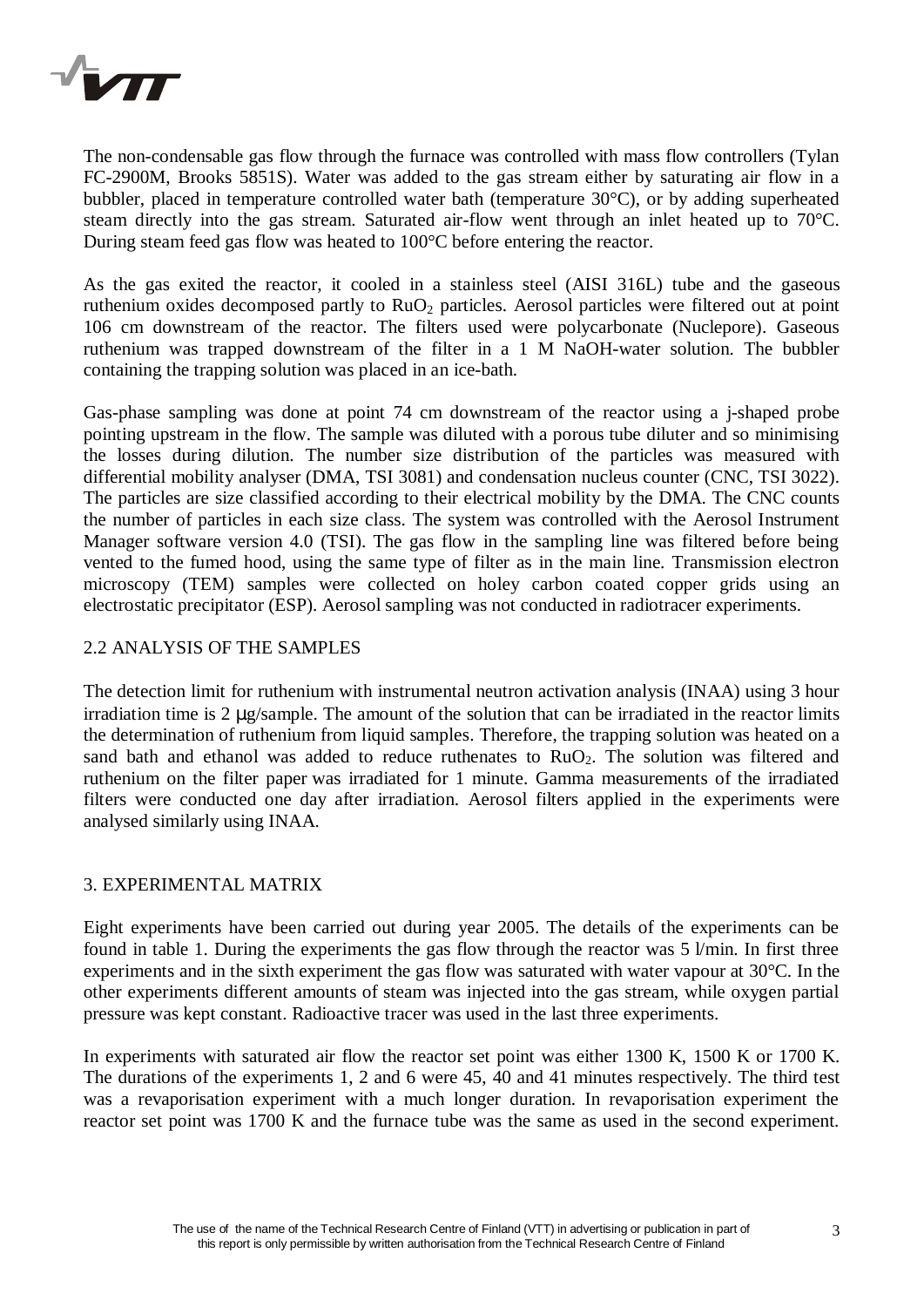The non-condensable gas flow through the furnace was controlled with mass flow controllers (Tylan FC-2900M, Brooks 5851S). Water was added to the gas stream either by saturating air flow in a bubbler, placed in temperature controlled water bath (temperature 30°C), or by adding superheated steam directly into the gas stream. Saturated air-flow went through an inlet heated up to 70°C. During steam feed gas flow was heated to 100°C before entering the reactor.

As the gas exited the reactor, it cooled in a stainless steel (AISI 316L) tube and the gaseous ruthenium oxides decomposed partly to $RuO_2$ particles. Aerosol particles were filtered out at point 106 cm downstream of the reactor. The filters used were polycarbonate (Nuclepore). Gaseous ruthenium was trapped downstream of the filter in a 1 M NaOH-water solution. The bubbler containing the trapping solution was placed in an ice-bath.

Gas-phase sampling was done at point 74 cm downstream of the reactor using a j-shaped probe pointing upstream in the flow. The sample was diluted with a porous tube diluter and so minimising the losses during dilution. The number size distribution of the particles was measured with differential mobility analyser (DMA, TSI 3081) and condensation nucleus counter (CNC, TSI 3022). The particles are size classified according to their electrical mobility by the DMA. The CNC counts the number of particles in each size class. The system was controlled with the Aerosol Instrument Manager software version 4.0 (TSI). The gas flow in the sampling line was filtered before being vented to the fumed hood, using the same type of filter as in the main line. Transmission electron microscopy (TEM) samples were collected on holey carbon coated copper grids using an electrostatic precipitator (ESP). Aerosol sampling was not conducted in radiotracer experiments.

## 2.2 ANALYSIS OF THE SAMPLES

The detection limit for ruthenium with instrumental neutron activation analysis (INAA) using 3 hour irradiation time is 2 μg/sample. The amount of the solution that can be irradiated in the reactor limits the determination of ruthenium from liquid samples. Therefore, the trapping solution was heated on a sand bath and ethanol was added to reduce ruthenates to $RuO_2$. The solution was filtered and ruthenium on the filter paper was irradiated for 1 minute. Gamma measurements of the irradiated filters were conducted one day after irradiation. Aerosol filters applied in the experiments were analysed similarly using INAA.

# 3. EXPERIMENTAL MATRIX

Eight experiments have been carried out during year 2005. The details of the experiments can be found in table 1. During the experiments the gas flow through the reactor was 5 l/min. In first three experiments and in the sixth experiment the gas flow was saturated with water vapour at 30°C. In the other experiments different amounts of steam was injected into the gas stream, while oxygen partial pressure was kept constant. Radioactive tracer was used in the last three experiments.

In experiments with saturated air flow the reactor set point was either 1300 K, 1500 K or 1700 K. The durations of the experiments 1, 2 and 6 were 45, 40 and 41 minutes respectively. The third test was a revaporisation experiment with a much longer duration. In revaporisation experiment the reactor set point was 1700 K and the furnace tube was the same as used in the second experiment.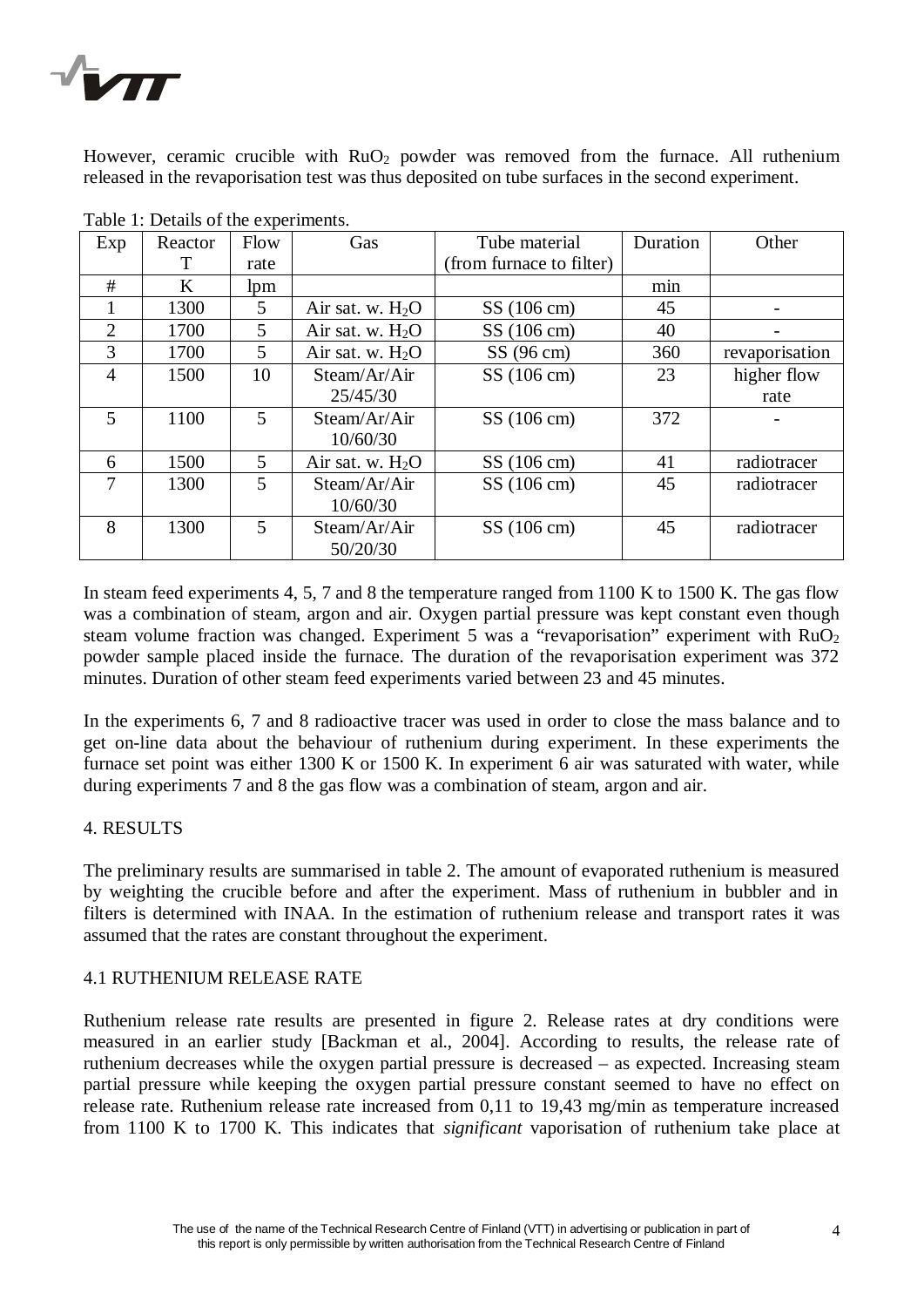However, ceramic crucible with $RuO_2$ powder was removed from the furnace. All ruthenium released in the revaporisation test was thus deposited on tube surfaces in the second experiment.

Table 1: Details of the experiments.

| Exp | Reactor T | Flow rate | Gas | Tube material (from furnace to filter) | Duration | Other |
|---|---|---|---|---|---|---|
| # | K | lpm | | | min | |
| 1 | 1300 | 5 | Air sat. w. $H_2O$ | SS (106 cm) | 45 | - |
| 2 | 1700 | 5 | Air sat. w. $H_2O$ | SS (106 cm) | 40 | - |
| 3 | 1700 | 5 | Air sat. w. $H_2O$ | SS (96 cm) | 360 | revaporisation |
| 4 | 1500 | 10 | Steam/Ar/Air 25/45/30 | SS (106 cm) | 23 | higher flow rate |
| 5 | 1100 | 5 | Steam/Ar/Air 10/60/30 | SS (106 cm) | 372 | - |
| 6 | 1500 | 5 | Air sat. w. $H_2O$ | SS (106 cm) | 41 | radiotracer |
| 7 | 1300 | 5 | Steam/Ar/Air 10/60/30 | SS (106 cm) | 45 | radiotracer |
| 8 | 1300 | 5 | Steam/Ar/Air 50/20/30 | SS (106 cm) | 45 | radiotracer |

In steam feed experiments 4, 5, 7 and 8 the temperature ranged from 1100 K to 1500 K. The gas flow was a combination of steam, argon and air. Oxygen partial pressure was kept constant even though steam volume fraction was changed. Experiment 5 was a "revaporisation" experiment with $RuO_2$ powder sample placed inside the furnace. The duration of the revaporisation experiment was 372 minutes. Duration of other steam feed experiments varied between 23 and 45 minutes.

In the experiments 6, 7 and 8 radioactive tracer was used in order to close the mass balance and to get on-line data about the behaviour of ruthenium during experiment. In these experiments the furnace set point was either 1300 K or 1500 K. In experiment 6 air was saturated with water, while during experiments 7 and 8 the gas flow was a combination of steam, argon and air.

## 4. RESULTS

The preliminary results are summarised in table 2. The amount of evaporated ruthenium is measured by weighting the crucible before and after the experiment. Mass of ruthenium in bubbler and in filters is determined with INAA. In the estimation of ruthenium release and transport rates it was assumed that the rates are constant throughout the experiment.

### 4.1 RUTHENIUM RELEASE RATE

Ruthenium release rate results are presented in figure 2. Release rates at dry conditions were measured in an earlier study [Backman et al., 2004]. According to results, the release rate of ruthenium decreases while the oxygen partial pressure is decreased – as expected. Increasing steam partial pressure while keeping the oxygen partial pressure constant seemed to have no effect on release rate. Ruthenium release rate increased from 0,11 to 19,43 mg/min as temperature increased from 1100 K to 1700 K. This indicates that *significant* vaporisation of ruthenium take place at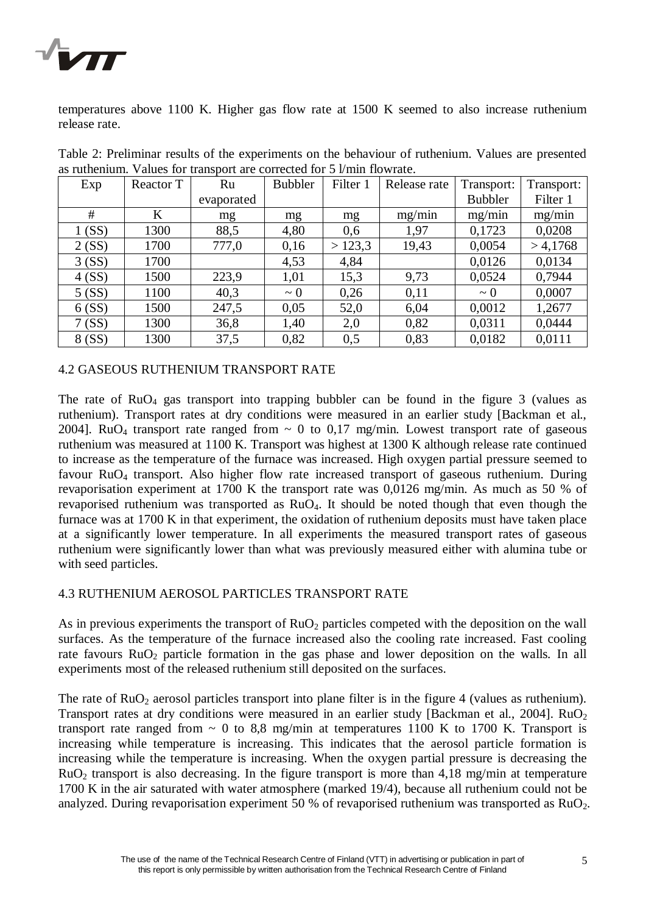temperatures above 1100 K. Higher gas flow rate at 1500 K seemed to also increase ruthenium release rate.

Table 2: Preliminar results of the experiments on the behaviour of ruthenium. Values are presented as ruthenium. Values for transport are corrected for 5 l/min flowrate.

| Exp | Reactor T | Ru evaporated | Bubbler | Filter 1 | Release rate | Transport: Bubbler | Transport: Filter 1 |
|---|---|---|---|---|---|---|---|
| # | K | mg | mg | mg | mg/min | mg/min | mg/min |
| 1 (SS) | 1300 | 88,5 | 4,80 | 0,6 | 1,97 | 0,1723 | 0,0208 |
| 2 (SS) | 1700 | 777,0 | 0,16 | > 123,3 | 19,43 | 0,0054 | > 4,1768 |
| 3 (SS) | 1700 | | 4,53 | 4,84 | | 0,0126 | 0,0134 |
| 4 (SS) | 1500 | 223,9 | 1,01 | 15,3 | 9,73 | 0,0524 | 0,7944 |
| 5 (SS) | 1100 | 40,3 | ~ 0 | 0,26 | 0,11 | ~ 0 | 0,0007 |
| 6 (SS) | 1500 | 247,5 | 0,05 | 52,0 | 6,04 | 0,0012 | 1,2677 |
| 7 (SS) | 1300 | 36,8 | 1,40 | 2,0 | 0,82 | 0,0311 | 0,0444 |
| 8 (SS) | 1300 | 37,5 | 0,82 | 0,5 | 0,83 | 0,0182 | 0,0111 |

## 4.2 GASEOUS RUTHENIUM TRANSPORT RATE

The rate of $RuO_4$ gas transport into trapping bubbler can be found in the figure 3 (values as ruthenium). Transport rates at dry conditions were measured in an earlier study [Backman et al., 2004]. $RuO_4$ transport rate ranged from ~ 0 to 0,17 mg/min. Lowest transport rate of gaseous ruthenium was measured at 1100 K. Transport was highest at 1300 K although release rate continued to increase as the temperature of the furnace was increased. High oxygen partial pressure seemed to favour $RuO_4$ transport. Also higher flow rate increased transport of gaseous ruthenium. During revaporisation experiment at 1700 K the transport rate was 0,0126 mg/min. As much as 50 % of revaporised ruthenium was transported as $RuO_4$. It should be noted though that even though the furnace was at 1700 K in that experiment, the oxidation of ruthenium deposits must have taken place at a significantly lower temperature. In all experiments the measured transport rates of gaseous ruthenium were significantly lower than what was previously measured either with alumina tube or with seed particles.

## 4.3 RUTHENIUM AEROSOL PARTICLES TRANSPORT RATE

As in previous experiments the transport of $RuO_2$ particles competed with the deposition on the wall surfaces. As the temperature of the furnace increased also the cooling rate increased. Fast cooling rate favours $RuO_2$ particle formation in the gas phase and lower deposition on the walls. In all experiments most of the released ruthenium still deposited on the surfaces.

The rate of $RuO_2$ aerosol particles transport into plane filter is in the figure 4 (values as ruthenium). Transport rates at dry conditions were measured in an earlier study [Backman et al., 2004]. $RuO_2$ transport rate ranged from ~ 0 to 8,8 mg/min at temperatures 1100 K to 1700 K. Transport is increasing while temperature is increasing. This indicates that the aerosol particle formation is increasing while the temperature is increasing. When the oxygen partial pressure is decreasing the $RuO_2$ transport is also decreasing. In the figure transport is more than 4,18 mg/min at temperature 1700 K in the air saturated with water atmosphere (marked 19/4), because all ruthenium could not be analyzed. During revaporisation experiment 50 % of revaporised ruthenium was transported as $RuO_2$.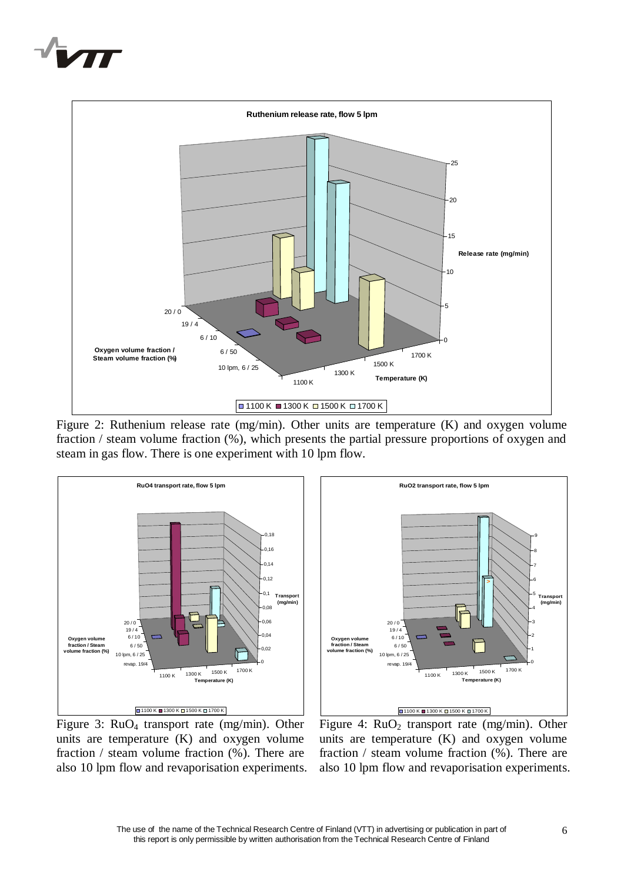Figure 2: Ruthenium release rate (mg/min). Other units are temperature (K) and oxygen volume fraction / steam volume fraction (%), which presents the partial pressure proportions of oxygen and steam in gas flow. There is one experiment with 10 lpm flow.

Figure 3: $RuO_4$ transport rate (mg/min). Other units are temperature (K) and oxygen volume fraction / steam volume fraction (%). There are also 10 lpm flow and revaporisation experiments.

Figure 4: $RuO_2$ transport rate (mg/min). Other units are temperature (K) and oxygen volume fraction / steam volume fraction (%). There are also 10 lpm flow and revaporisation experiments.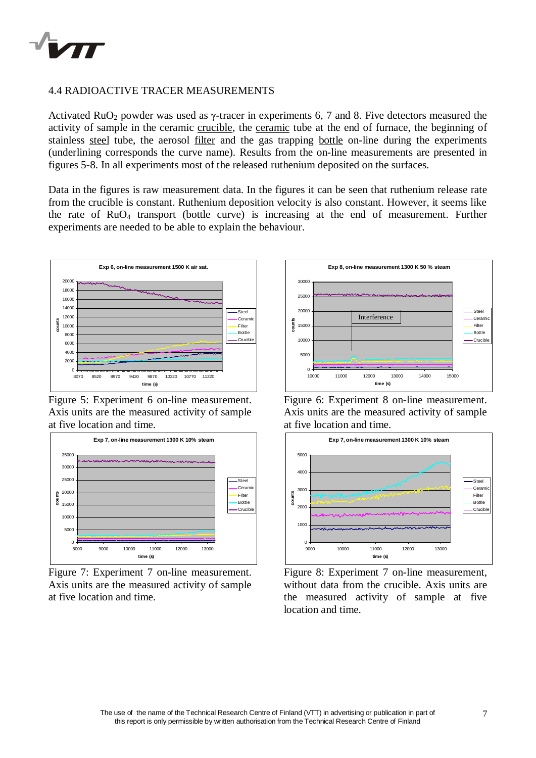## 4.4 RADIOACTIVE TRACER MEASUREMENTS

Activated $RuO_2$ powder was used as γ-tracer in experiments 6, 7 and 8. Five detectors measured the activity of sample in the ceramic crucible, the ceramic tube at the end of furnace, the beginning of stainless steel tube, the aerosol filter and the gas trapping bottle on-line during the experiments (underlining corresponds the curve name). Results from the on-line measurements are presented in figures 5-8. In all experiments most of the released ruthenium deposited on the surfaces.

Data in the figures is raw measurement data. In the figures it can be seen that ruthenium release rate from the crucible is constant. Ruthenium deposition velocity is also constant. However, it seems like the rate of $RuO_4$ transport (bottle curve) is increasing at the end of measurement. Further experiments are needed to be able to explain the behaviour.

Figure 5: Experiment 6 on-line measurement. Axis units are the measured activity of sample at five location and time.

Figure 6: Experiment 8 on-line measurement. Axis units are the measured activity of sample at five location and time.

Figure 7: Experiment 7 on-line measurement. Axis units are the measured activity of sample at five location and time.

Figure 8: Experiment 7 on-line measurement, without data from the crucible. Axis units are the measured activity of sample at five location and time.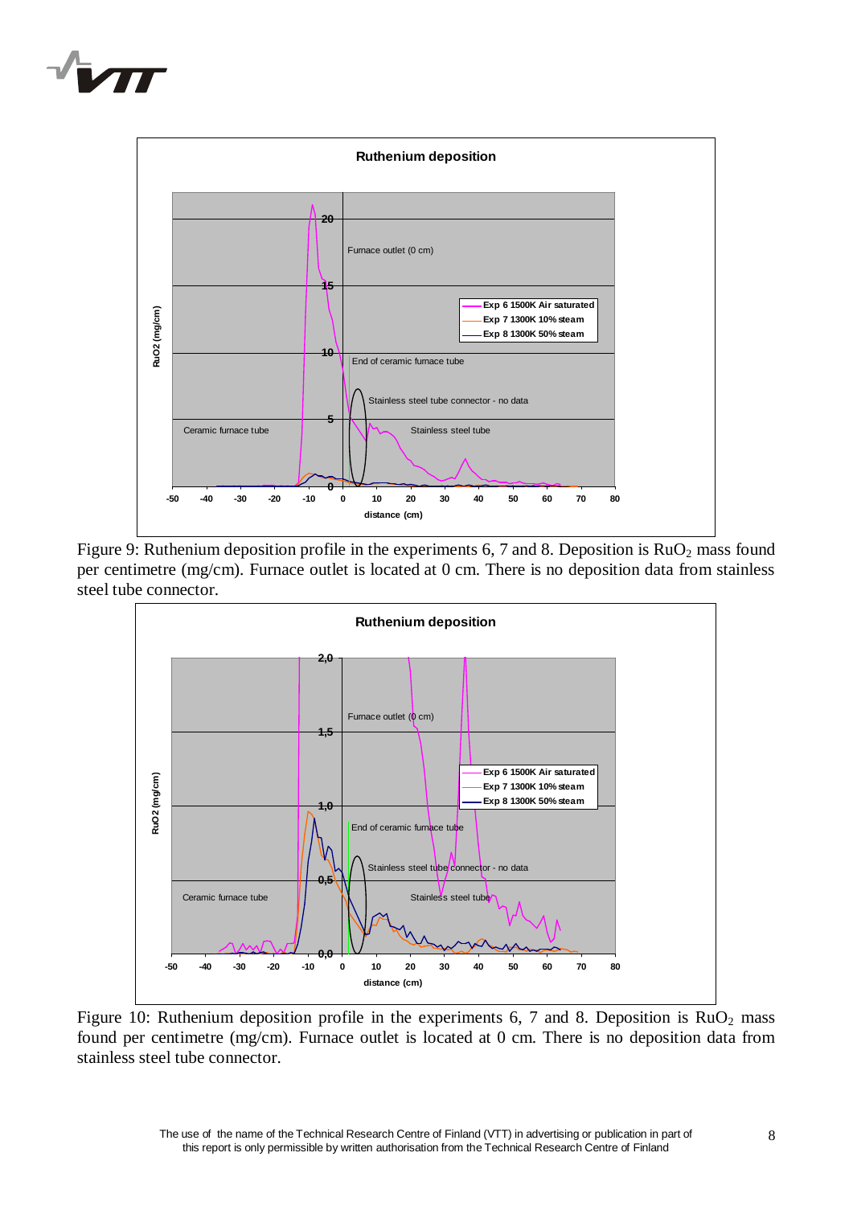Figure 9: Ruthenium deposition profile in the experiments 6, 7 and 8. Deposition is $RuO_2$ mass found per centimetre (mg/cm). Furnace outlet is located at 0 cm. There is no deposition data from stainless steel tube connector.

Figure 10: Ruthenium deposition profile in the experiments 6, 7 and 8. Deposition is $RuO_2$ mass found per centimetre (mg/cm). Furnace outlet is located at 0 cm. There is no deposition data from stainless steel tube connector.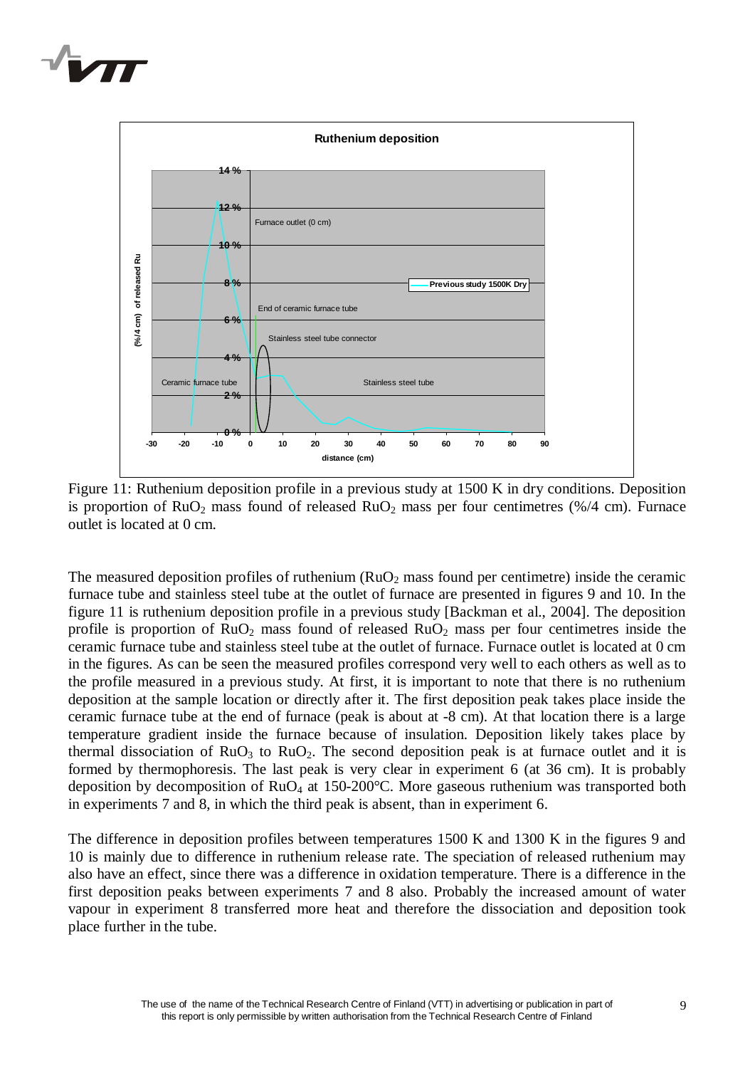Figure 11: Ruthenium deposition profile in a previous study at 1500 K in dry conditions. Deposition is proportion of $RuO_2$ mass found of released $RuO_2$ mass per four centimetres (%/4 cm). Furnace outlet is located at 0 cm.

The measured deposition profiles of ruthenium ($RuO_2$ mass found per centimetre) inside the ceramic furnace tube and stainless steel tube at the outlet of furnace are presented in figures 9 and 10. In the figure 11 is ruthenium deposition profile in a previous study [Backman et al., 2004]. The deposition profile is proportion of $RuO_2$ mass found of released $RuO_2$ mass per four centimetres inside the ceramic furnace tube and stainless steel tube at the outlet of furnace. Furnace outlet is located at 0 cm in the figures. As can be seen the measured profiles correspond very well to each others as well as to the profile measured in a previous study. At first, it is important to note that there is no ruthenium deposition at the sample location or directly after it. The first deposition peak takes place inside the ceramic furnace tube at the end of furnace (peak is about at -8 cm). At that location there is a large temperature gradient inside the furnace because of insulation. Deposition likely takes place by thermal dissociation of $RuO_3$ to $RuO_2$. The second deposition peak is at furnace outlet and it is formed by thermophoresis. The last peak is very clear in experiment 6 (at 36 cm). It is probably deposition by decomposition of $RuO_4$ at 150-200°C. More gaseous ruthenium was transported both in experiments 7 and 8, in which the third peak is absent, than in experiment 6.

The difference in deposition profiles between temperatures 1500 K and 1300 K in the figures 9 and 10 is mainly due to difference in ruthenium release rate. The speciation of released ruthenium may also have an effect, since there was a difference in oxidation temperature. There is a difference in the first deposition peaks between experiments 7 and 8 also. Probably the increased amount of water vapour in experiment 8 transferred more heat and therefore the dissociation and deposition took place further in the tube.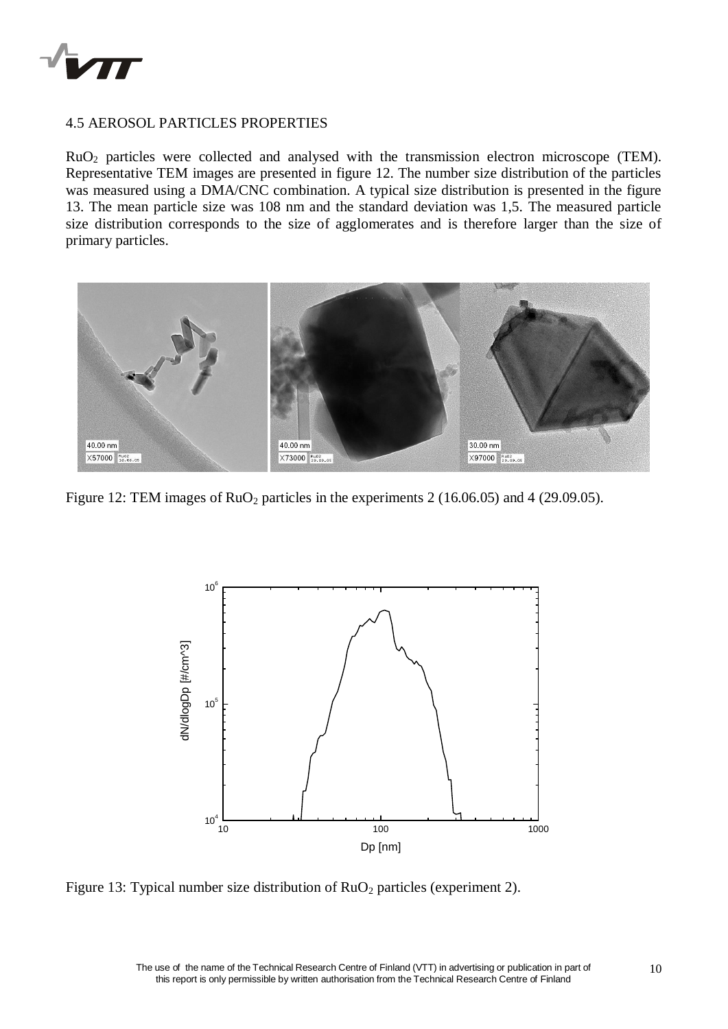## 4.5 AEROSOL PARTICLES PROPERTIES

$RuO_2$ particles were collected and analysed with the transmission electron microscope (TEM). Representative TEM images are presented in figure 12. The number size distribution of the particles was measured using a DMA/CNC combination. A typical size distribution is presented in the figure 13. The mean particle size was 108 nm and the standard deviation was 1,5. The measured particle size distribution corresponds to the size of agglomerates and is therefore larger than the size of primary particles.

Figure 12: TEM images of $RuO_2$ particles in the experiments 2 (16.06.05) and 4 (29.09.05).

Figure 13: Typical number size distribution of $RuO_2$ particles (experiment 2).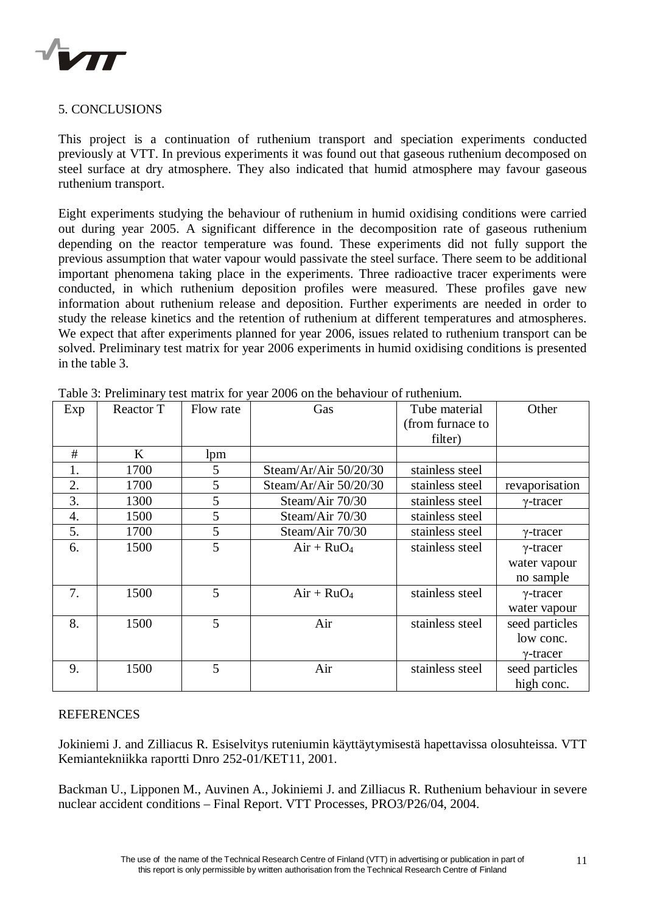## 5. CONCLUSIONS

This project is a continuation of ruthenium transport and speciation experiments conducted previously at VTT. In previous experiments it was found out that gaseous ruthenium decomposed on steel surface at dry atmosphere. They also indicated that humid atmosphere may favour gaseous ruthenium transport.

Eight experiments studying the behaviour of ruthenium in humid oxidising conditions were carried out during year 2005. A significant difference in the decomposition rate of gaseous ruthenium depending on the reactor temperature was found. These experiments did not fully support the previous assumption that water vapour would passivate the steel surface. There seem to be additional important phenomena taking place in the experiments. Three radioactive tracer experiments were conducted, in which ruthenium deposition profiles were measured. These profiles gave new information about ruthenium release and deposition. Further experiments are needed in order to study the release kinetics and the retention of ruthenium at different temperatures and atmospheres. We expect that after experiments planned for year 2006, issues related to ruthenium transport can be solved. Preliminary test matrix for year 2006 experiments in humid oxidising conditions is presented in the table 3.

Table 3: Preliminary test matrix for year 2006 on the behaviour of ruthenium.

| Exp | Reactor T | Flow rate | Gas | Tube material (from furnace to filter) | Other |
|---|---|---|---|---|---|
| # | K | lpm | | | |
| 1. | 1700 | 5 | Steam/Ar/Air 50/20/30 | stainless steel | |
| 2. | 1700 | 5 | Steam/Ar/Air 50/20/30 | stainless steel | revaporisation |
| 3. | 1300 | 5 | Steam/Air 70/30 | stainless steel | γ-tracer |
| 4. | 1500 | 5 | Steam/Air 70/30 | stainless steel | |
| 5. | 1700 | 5 | Steam/Air 70/30 | stainless steel | γ-tracer |
| 6. | 1500 | 5 | Air + $RuO_4$ | stainless steel | γ-tracer water vapour no sample |
| 7. | 1500 | 5 | Air + $RuO_4$ | stainless steel | γ-tracer water vapour |
| 8. | 1500 | 5 | Air | stainless steel | seed particles low conc. γ-tracer |
| 9. | 1500 | 5 | Air | stainless steel | seed particles high conc. |

## REFERENCES

Jokiniemi J. and Zilliacus R. Esiselvitys ruteniumin käyttäytymisestä hapettavissa olosuhteissa. VTT Kemiantekniikka raportti Dnro 252-01/KET11, 2001.

Backman U., Lipponen M., Auvinen A., Jokiniemi J. and Zilliacus R. Ruthenium behaviour in severe nuclear accident conditions – Final Report. VTT Processes, PRO3/P26/04, 2004.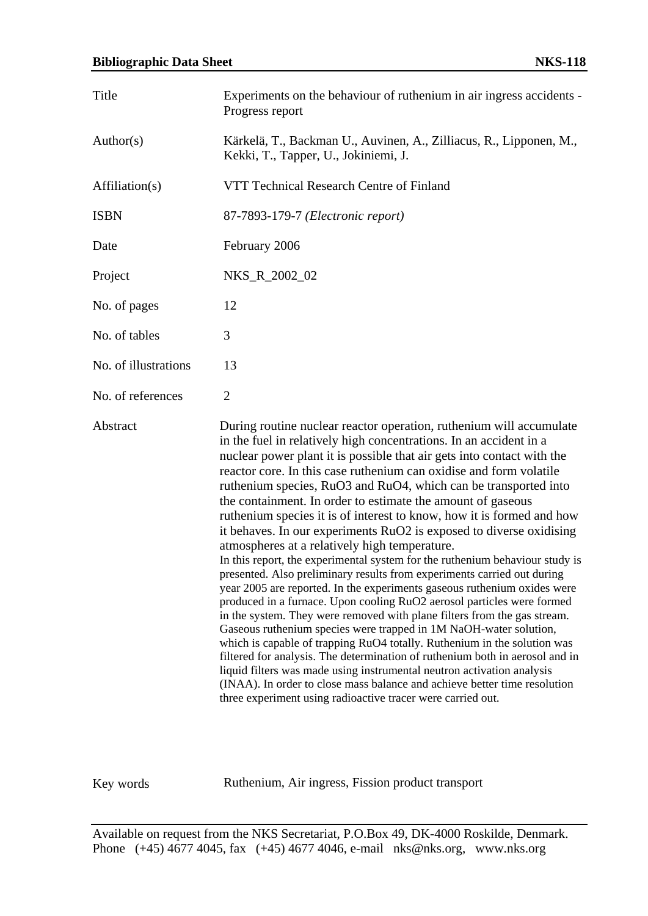**Bibliographic Data Sheet** **NKS-118**

| | |
|---|---|
| Title | Experiments on the behaviour of ruthenium in air ingress accidents - Progress report |
| Author(s) | Kärkelä, T., Backman U., Auvinen, A., Zilliacus, R., Lipponen, M., Kekki, T., Tapper, U., Jokiniemi, J. |
| Affiliation(s) | VTT Technical Research Centre of Finland |
| ISBN | 87-7893-179-7 *(Electronic report)* |
| Date | February 2006 |
| Project | NKS_R_2002_02 |
| No. of pages | 12 |
| No. of tables | 3 |
| No. of illustrations | 13 |
| No. of references | 2 |
| Abstract | During routine nuclear reactor operation, ruthenium will accumulate in the fuel in relatively high concentrations. In an accident in a nuclear power plant it is possible that air gets into contact with the reactor core. In this case ruthenium can oxidise and form volatile ruthenium species, $RuO_3$ and $RuO_4$, which can be transported into the containment. In order to estimate the amount of gaseous ruthenium species it is of interest to know, how it is formed and how it behaves. In our experiments $RuO_2$ is exposed to diverse oxidising atmospheres at a relatively high temperature. In this report, the experimental system for the ruthenium behaviour study is presented. Also preliminary results from experiments carried out during year 2005 are reported. In the experiments gaseous ruthenium oxides were produced in a furnace. Upon cooling $RuO_2$ aerosol particles were formed in the system. They were removed with plane filters from the gas stream. Gaseous ruthenium species were trapped in 1M NaOH-water solution, which is capable of trapping $RuO_4$ totally. Ruthenium in the solution was filtered for analysis. The determination of ruthenium both in aerosol and in liquid filters was made using instrumental neutron activation analysis (INAA). In order to close mass balance and achieve better time resolution three experiment using radioactive tracer were carried out. |
| Key words | Ruthenium, Air ingress, Fission product transport |

Available on request from the NKS Secretariat, P.O.Box 49, DK-4000 Roskilde, Denmark.
Phone (+45) 4677 4045, fax (+45) 4677 4046, e-mail nks@nks.org, www.nks.org